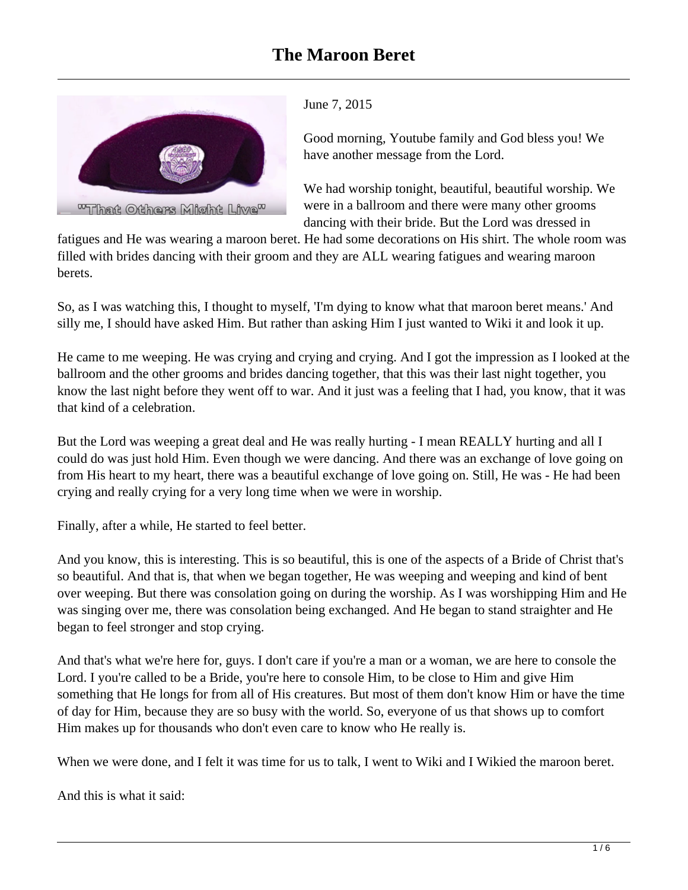# The Maroon Beret

June 7, 2015

Good morning, Youtube family and God bless you! We have another message from the Lord.

We had worship tonight, beautiful, beautiful worship. We were in a ballroom and there were many other grooms dancing with their bride. But the Lord was dressed in fatigues and He was wearing a maroon beret. He had some decorations on His shirt. The whole room was filled with brides dancing with their groom and they are ALL wearing fatigues and wearing maroon berets.

So, as I was watching this, I thought to myself, 'I'm dying to know what that maroon beret means.' And silly me, I should have asked Him. But rather than asking Him I just wanted to Wiki it and look it up.

He came to me weeping. He was crying and crying and crying. And I got the impression as I looked at the ballroom and the other grooms and brides dancing together, that this was their last night together, you know the last night before they went off to war. And it just was a feeling that I had, you know, that it was that kind of a celebration.

But the Lord was weeping a great deal and He was really hurting - I mean REALLY hurting and all I could do was just hold Him. Even though we were dancing. And there was an exchange of love going on from His heart to my heart, there was a beautiful exchange of love going on. Still, He was - He had been crying and really crying for a very long time when we were in worship.

Finally, after a while, He started to feel better.

And you know, this is interesting. This is so beautiful, this is one of the aspects of a Bride of Christ that's so beautiful. And that is, that when we began together, He was weeping and weeping and kind of bent over weeping. But there was consolation going on during the worship. As I was worshipping Him and He was singing over me, there was consolation being exchanged. And He began to stand straighter and He began to feel stronger and stop crying.

And that's what we're here for, guys. I don't care if you're a man or a woman, we are here to console the Lord. I you're called to be a Bride, you're here to console Him, to be close to Him and give Him something that He longs for from all of His creatures. But most of them don't know Him or have the time of day for Him, because they are so busy with the world. So, everyone of us that shows up to comfort Him makes up for thousands who don't even care to know who He really is.

When we were done, and I felt it was time for us to talk, I went to Wiki and I Wikied the maroon beret.

And this is what it said: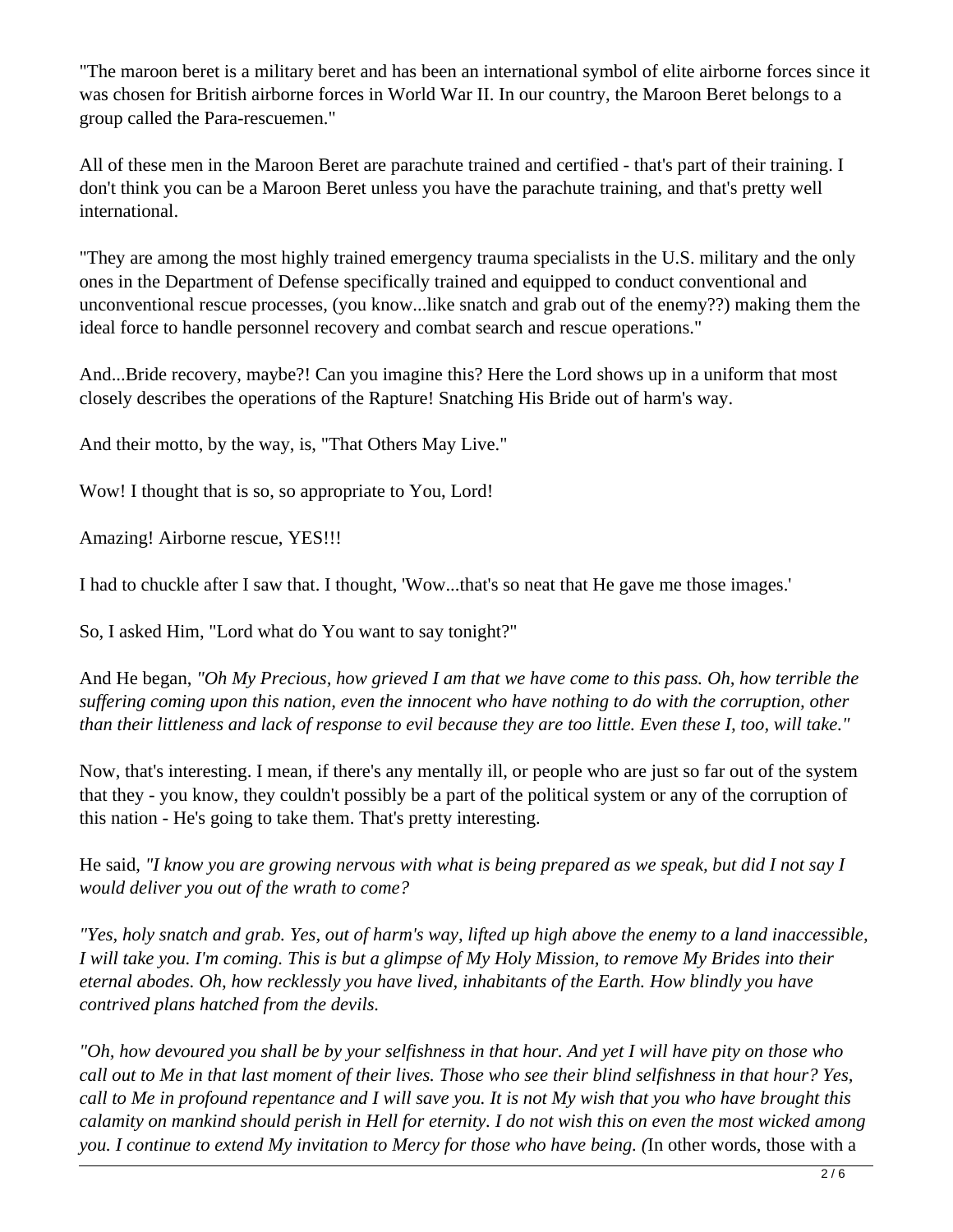"The maroon beret is a military beret and has been an international symbol of elite airborne forces since it was chosen for British airborne forces in World War II. In our country, the Maroon Beret belongs to a group called the Para-rescuemen."

All of these men in the Maroon Beret are parachute trained and certified - that's part of their training. I don't think you can be a Maroon Beret unless you have the parachute training, and that's pretty well international.

"They are among the most highly trained emergency trauma specialists in the U.S. military and the only ones in the Department of Defense specifically trained and equipped to conduct conventional and unconventional rescue processes, (you know...like snatch and grab out of the enemy??) making them the ideal force to handle personnel recovery and combat search and rescue operations."

And...Bride recovery, maybe?! Can you imagine this? Here the Lord shows up in a uniform that most closely describes the operations of the Rapture! Snatching His Bride out of harm's way.

And their motto, by the way, is, "That Others May Live."

Wow! I thought that is so, so appropriate to You, Lord!

Amazing! Airborne rescue, YES!!!

I had to chuckle after I saw that. I thought, 'Wow...that's so neat that He gave me those images.'

So, I asked Him, "Lord what do You want to say tonight?"

And He began, *"Oh My Precious, how grieved I am that we have come to this pass. Oh, how terrible the suffering coming upon this nation, even the innocent who have nothing to do with the corruption, other than their littleness and lack of response to evil because they are too little. Even these I, too, will take."*

Now, that's interesting. I mean, if there's any mentally ill, or people who are just so far out of the system that they - you know, they couldn't possibly be a part of the political system or any of the corruption of this nation - He's going to take them. That's pretty interesting.

He said, *"I know you are growing nervous with what is being prepared as we speak, but did I not say I would deliver you out of the wrath to come?*

*"Yes, holy snatch and grab. Yes, out of harm's way, lifted up high above the enemy to a land inaccessible, I will take you. I'm coming. This is but a glimpse of My Holy Mission, to remove My Brides into their eternal abodes. Oh, how recklessly you have lived, inhabitants of the Earth. How blindly you have contrived plans hatched from the devils.*

*"Oh, how devoured you shall be by your selfishness in that hour. And yet I will have pity on those who call out to Me in that last moment of their lives. Those who see their blind selfishness in that hour? Yes, call to Me in profound repentance and I will save you. It is not My wish that you who have brought this calamity on mankind should perish in Hell for eternity. I do not wish this on even the most wicked among you. I continue to extend My invitation to Mercy for those who have being. (*In other words, those with a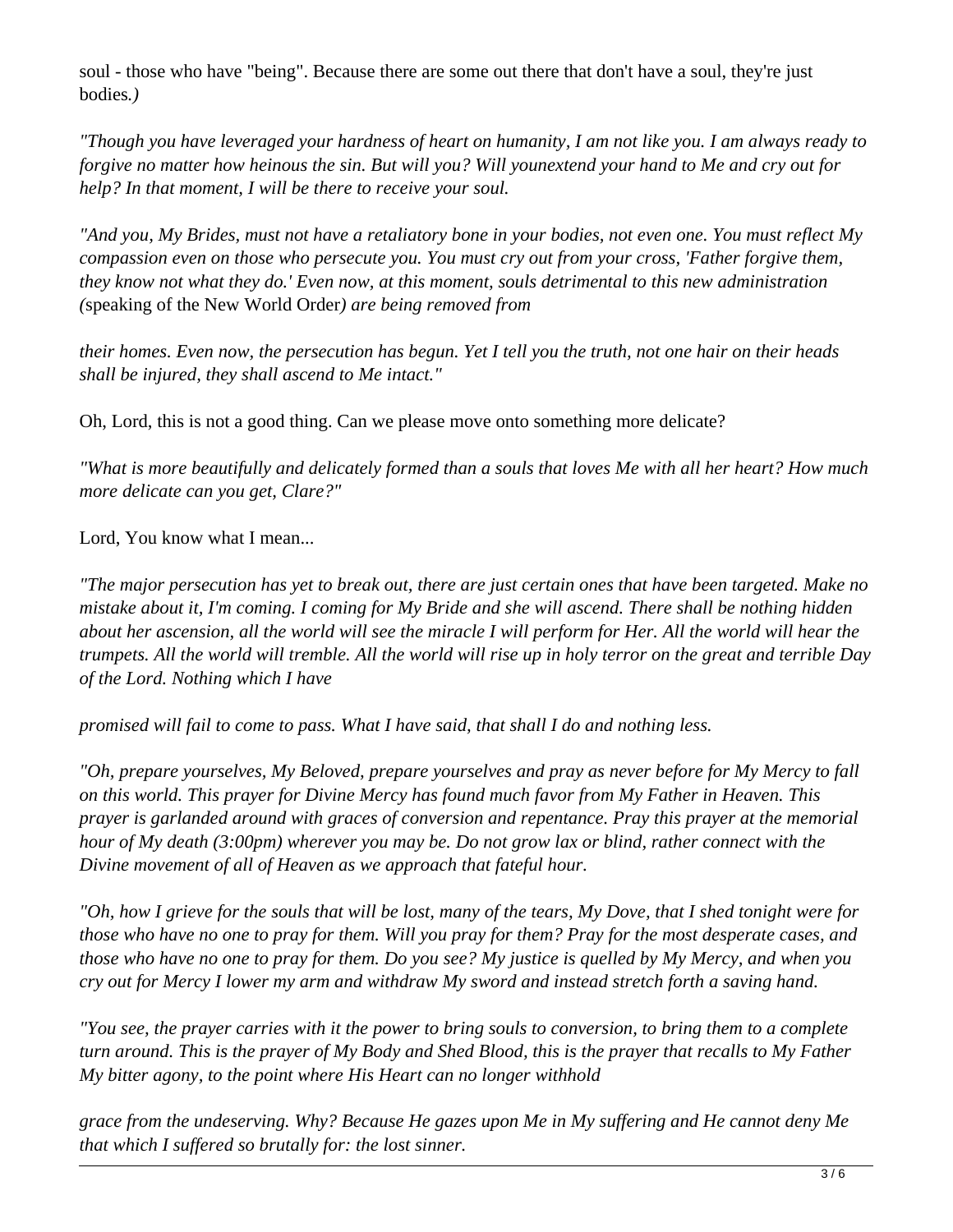soul - those who have "being". Because there are some out there that don't have a soul, they're just bodies.*)*

*"Though you have leveraged your hardness of heart on humanity, I am not like you. I am always ready to forgive no matter how heinous the sin. But will you? Will younextend your hand to Me and cry out for help? In that moment, I will be there to receive your soul.*

*"And you, My Brides, must not have a retaliatory bone in your bodies, not even one. You must reflect My compassion even on those who persecute you. You must cry out from your cross, 'Father forgive them, they know not what they do.' Even now, at this moment, souls detrimental to this new administration (*speaking of the New World Order*) are being removed from*

*their homes. Even now, the persecution has begun. Yet I tell you the truth, not one hair on their heads shall be injured, they shall ascend to Me intact."*

Oh, Lord, this is not a good thing. Can we please move onto something more delicate?

*"What is more beautifully and delicately formed than a souls that loves Me with all her heart? How much more delicate can you get, Clare?"*

Lord, You know what I mean...

*"The major persecution has yet to break out, there are just certain ones that have been targeted. Make no mistake about it, I'm coming. I coming for My Bride and she will ascend. There shall be nothing hidden about her ascension, all the world will see the miracle I will perform for Her. All the world will hear the trumpets. All the world will tremble. All the world will rise up in holy terror on the great and terrible Day of the Lord. Nothing which I have*

*promised will fail to come to pass. What I have said, that shall I do and nothing less.*

*"Oh, prepare yourselves, My Beloved, prepare yourselves and pray as never before for My Mercy to fall on this world. This prayer for Divine Mercy has found much favor from My Father in Heaven. This prayer is garlanded around with graces of conversion and repentance. Pray this prayer at the memorial hour of My death (3:00pm) wherever you may be. Do not grow lax or blind, rather connect with the Divine movement of all of Heaven as we approach that fateful hour.*

*"Oh, how I grieve for the souls that will be lost, many of the tears, My Dove, that I shed tonight were for those who have no one to pray for them. Will you pray for them? Pray for the most desperate cases, and those who have no one to pray for them. Do you see? My justice is quelled by My Mercy, and when you cry out for Mercy I lower my arm and withdraw My sword and instead stretch forth a saving hand.*

*"You see, the prayer carries with it the power to bring souls to conversion, to bring them to a complete turn around. This is the prayer of My Body and Shed Blood, this is the prayer that recalls to My Father My bitter agony, to the point where His Heart can no longer withhold*

*grace from the undeserving. Why? Because He gazes upon Me in My suffering and He cannot deny Me that which I suffered so brutally for: the lost sinner.*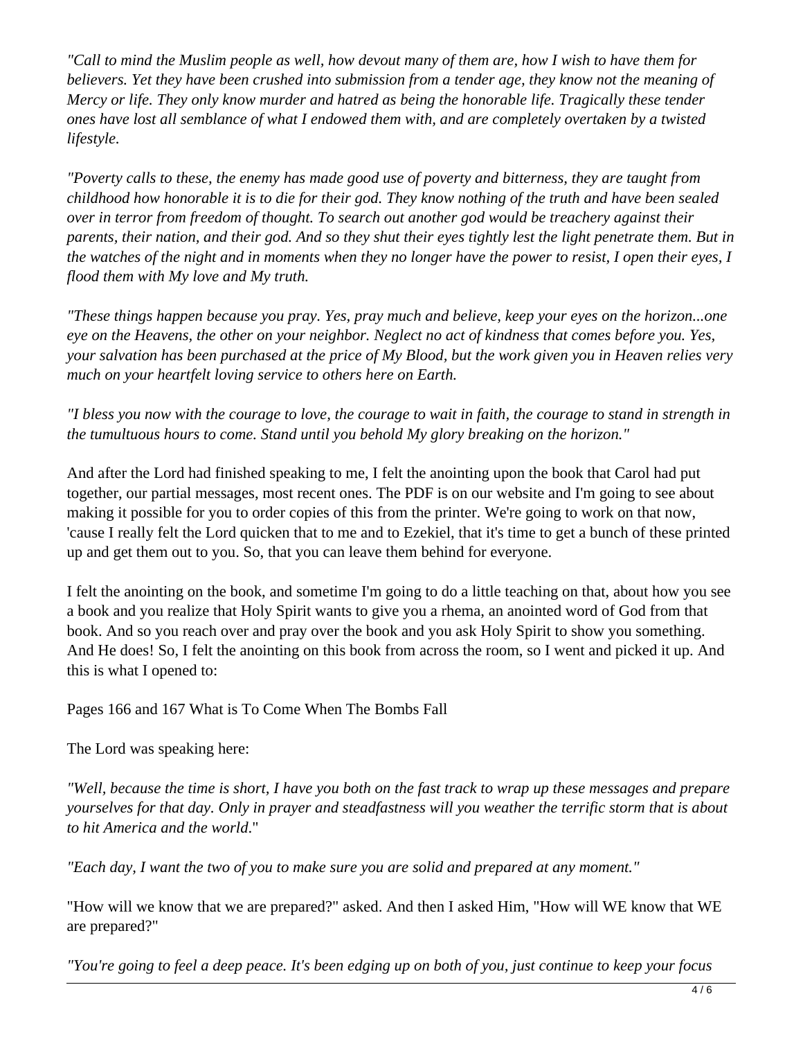*"Call to mind the Muslim people as well, how devout many of them are, how I wish to have them for believers. Yet they have been crushed into submission from a tender age, they know not the meaning of Mercy or life. They only know murder and hatred as being the honorable life. Tragically these tender ones have lost all semblance of what I endowed them with, and are completely overtaken by a twisted lifestyle.*

*"Poverty calls to these, the enemy has made good use of poverty and bitterness, they are taught from childhood how honorable it is to die for their god. They know nothing of the truth and have been sealed over in terror from freedom of thought. To search out another god would be treachery against their parents, their nation, and their god. And so they shut their eyes tightly lest the light penetrate them. But in the watches of the night and in moments when they no longer have the power to resist, I open their eyes, I flood them with My love and My truth.*

*"These things happen because you pray. Yes, pray much and believe, keep your eyes on the horizon...one eye on the Heavens, the other on your neighbor. Neglect no act of kindness that comes before you. Yes, your salvation has been purchased at the price of My Blood, but the work given you in Heaven relies very much on your heartfelt loving service to others here on Earth.*

*"I bless you now with the courage to love, the courage to wait in faith, the courage to stand in strength in the tumultuous hours to come. Stand until you behold My glory breaking on the horizon."*

And after the Lord had finished speaking to me, I felt the anointing upon the book that Carol had put together, our partial messages, most recent ones. The PDF is on our website and I'm going to see about making it possible for you to order copies of this from the printer. We're going to work on that now, 'cause I really felt the Lord quicken that to me and to Ezekiel, that it's time to get a bunch of these printed up and get them out to you. So, that you can leave them behind for everyone.

I felt the anointing on the book, and sometime I'm going to do a little teaching on that, about how you see a book and you realize that Holy Spirit wants to give you a rhema, an anointed word of God from that book. And so you reach over and pray over the book and you ask Holy Spirit to show you something. And He does! So, I felt the anointing on this book from across the room, so I went and picked it up. And this is what I opened to:

Pages 166 and 167 What is To Come When The Bombs Fall

The Lord was speaking here:

*"Well, because the time is short, I have you both on the fast track to wrap up these messages and prepare yourselves for that day. Only in prayer and steadfastness will you weather the terrific storm that is about to hit America and the world.*"

*"Each day, I want the two of you to make sure you are solid and prepared at any moment."*

"How will we know that we are prepared?" asked. And then I asked Him, "How will WE know that WE are prepared?"

*"You're going to feel a deep peace. It's been edging up on both of you, just continue to keep your focus*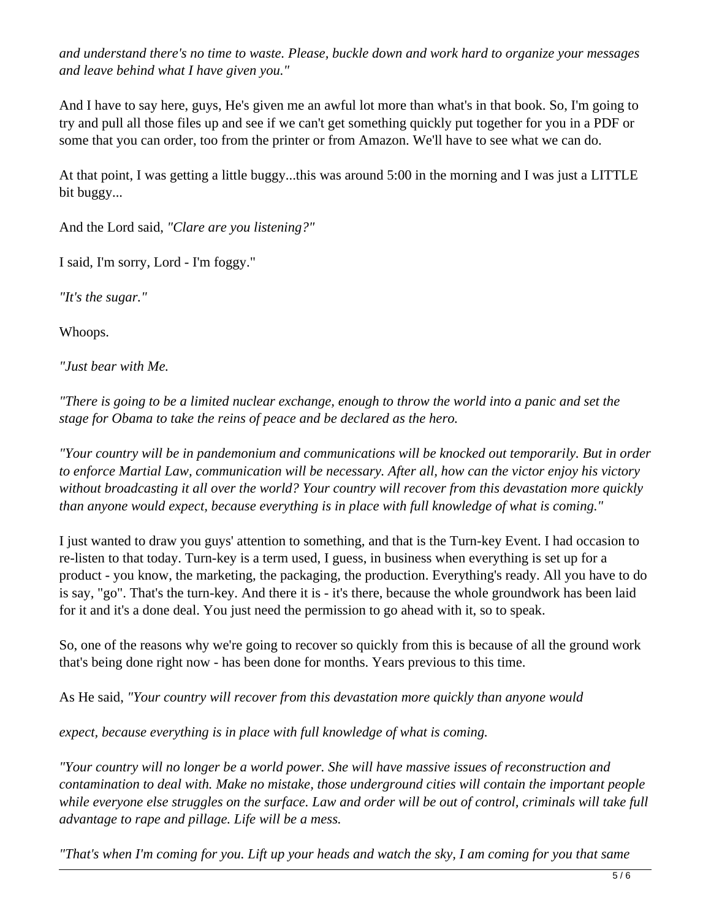*and understand there's no time to waste. Please, buckle down and work hard to organize your messages and leave behind what I have given you."*

And I have to say here, guys, He's given me an awful lot more than what's in that book. So, I'm going to try and pull all those files up and see if we can't get something quickly put together for you in a PDF or some that you can order, too from the printer or from Amazon. We'll have to see what we can do.

At that point, I was getting a little buggy...this was around 5:00 in the morning and I was just a LITTLE bit buggy...

And the Lord said, *"Clare are you listening?"*

I said, I'm sorry, Lord - I'm foggy."

*"It's the sugar."*

Whoops.

*"Just bear with Me.*

*"There is going to be a limited nuclear exchange, enough to throw the world into a panic and set the stage for Obama to take the reins of peace and be declared as the hero.*

*"Your country will be in pandemonium and communications will be knocked out temporarily. But in order to enforce Martial Law, communication will be necessary. After all, how can the victor enjoy his victory without broadcasting it all over the world? Your country will recover from this devastation more quickly than anyone would expect, because everything is in place with full knowledge of what is coming."*

I just wanted to draw you guys' attention to something, and that is the Turn-key Event. I had occasion to re-listen to that today. Turn-key is a term used, I guess, in business when everything is set up for a product - you know, the marketing, the packaging, the production. Everything's ready. All you have to do is say, "go". That's the turn-key. And there it is - it's there, because the whole groundwork has been laid for it and it's a done deal. You just need the permission to go ahead with it, so to speak.

So, one of the reasons why we're going to recover so quickly from this is because of all the ground work that's being done right now - has been done for months. Years previous to this time.

As He said, *"Your country will recover from this devastation more quickly than anyone would*

*expect, because everything is in place with full knowledge of what is coming.*

*"Your country will no longer be a world power. She will have massive issues of reconstruction and contamination to deal with. Make no mistake, those underground cities will contain the important people while everyone else struggles on the surface. Law and order will be out of control, criminals will take full advantage to rape and pillage. Life will be a mess.*

*"That's when I'm coming for you. Lift up your heads and watch the sky, I am coming for you that same*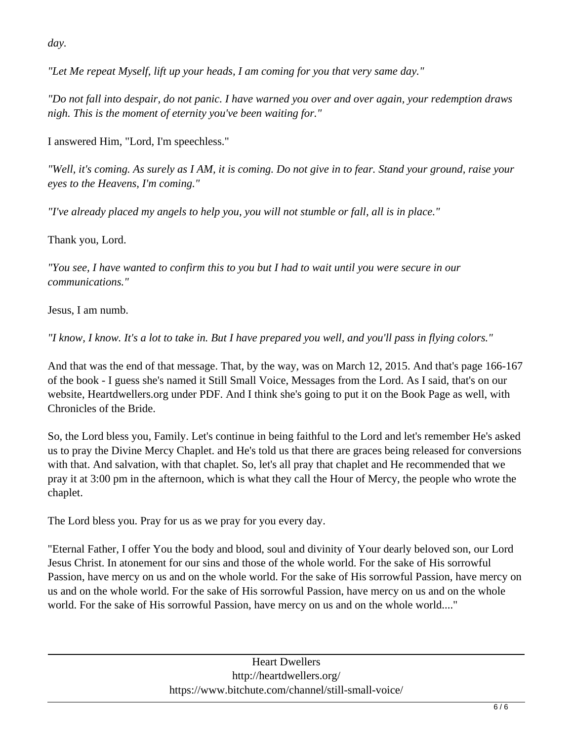*day.*

*"Let Me repeat Myself, lift up your heads, I am coming for you that very same day."*

*"Do not fall into despair, do not panic. I have warned you over and over again, your redemption draws nigh. This is the moment of eternity you've been waiting for."*

I answered Him, "Lord, I'm speechless."

*"Well, it's coming. As surely as I AM, it is coming. Do not give in to fear. Stand your ground, raise your eyes to the Heavens, I'm coming."*

*"I've already placed my angels to help you, you will not stumble or fall, all is in place."*

Thank you, Lord.

*"You see, I have wanted to confirm this to you but I had to wait until you were secure in our communications."*

Jesus, I am numb.

*"I know, I know. It's a lot to take in. But I have prepared you well, and you'll pass in flying colors."*

And that was the end of that message. That, by the way, was on March 12, 2015. And that's page 166-167 of the book - I guess she's named it Still Small Voice, Messages from the Lord. As I said, that's on our website, Heartdwellers.org under PDF. And I think she's going to put it on the Book Page as well, with Chronicles of the Bride.

So, the Lord bless you, Family. Let's continue in being faithful to the Lord and let's remember He's asked us to pray the Divine Mercy Chaplet. and He's told us that there are graces being released for conversions with that. And salvation, with that chaplet. So, let's all pray that chaplet and He recommended that we pray it at 3:00 pm in the afternoon, which is what they call the Hour of Mercy, the people who wrote the chaplet.

The Lord bless you. Pray for us as we pray for you every day.

"Eternal Father, I offer You the body and blood, soul and divinity of Your dearly beloved son, our Lord Jesus Christ. In atonement for our sins and those of the whole world. For the sake of His sorrowful Passion, have mercy on us and on the whole world. For the sake of His sorrowful Passion, have mercy on us and on the whole world. For the sake of His sorrowful Passion, have mercy on us and on the whole world. For the sake of His sorrowful Passion, have mercy on us and on the whole world...."